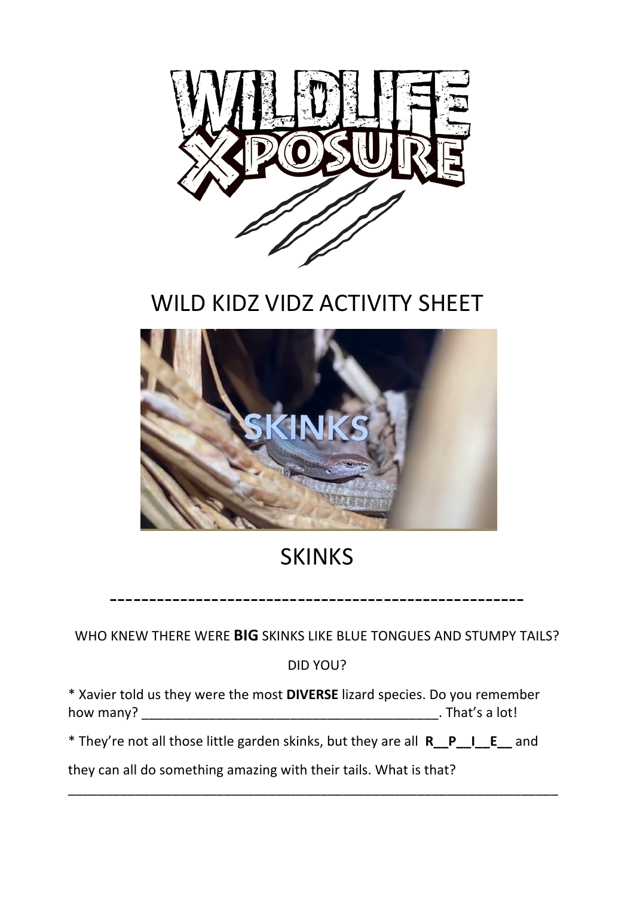# WILDLIFE XPOSURE

## WILD KIDZ VIDZ ACTIVITY SHEET

## SKINKS

---

WHO KNEW THERE WERE **BIG** SKINKS LIKE BLUE TONGUES AND STUMPY TAILS?

DID YOU?

* Xavier told us they were the most **DIVERSE** lizard species. Do you remember how many? ________________________________________. That's a lot!

* They're not all those little garden skinks, but they are all **R__P__I__E__** and they can all do something amazing with their tails. What is that?

______________________________________________________________________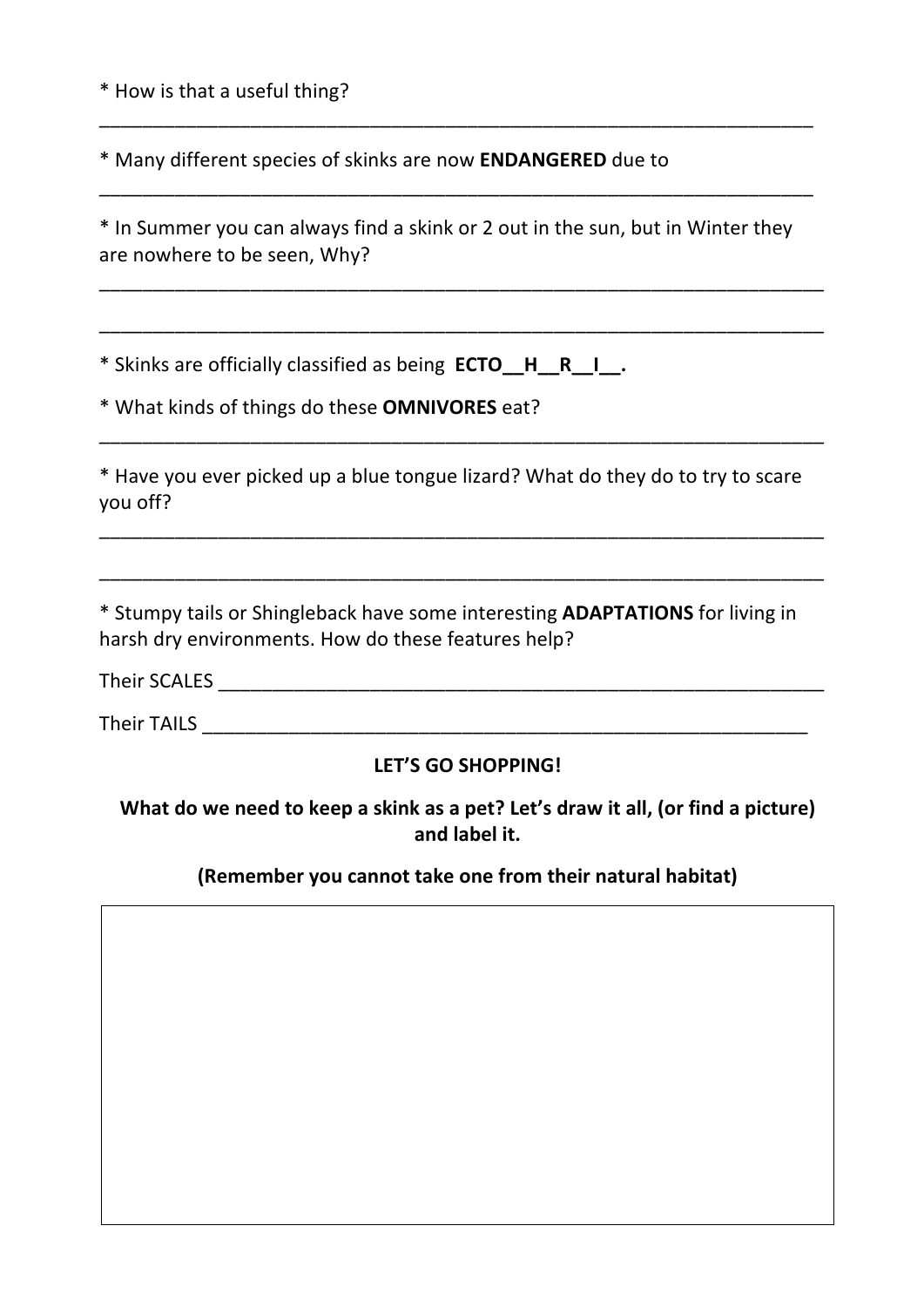* How is that a useful thing?

______________________________________________________________________

* Many different species of skinks are now **ENDANGERED** due to

______________________________________________________________________

* In Summer you can always find a skink or 2 out in the sun, but in Winter they are nowhere to be seen, Why?

______________________________________________________________________

______________________________________________________________________

* Skinks are officially classified as being **ECTO__H__R__I__.**

* What kinds of things do these **OMNIVORES** eat?

______________________________________________________________________

* Have you ever picked up a blue tongue lizard? What do they do to try to scare you off?

______________________________________________________________________

______________________________________________________________________

* Stumpy tails or Shingleback have some interesting **ADAPTATIONS** for living in harsh dry environments. How do these features help?

Their SCALES ______________________________________________________

Their TAILS ________________________________________________________

**LET'S GO SHOPPING!**

**What do we need to keep a skink as a pet? Let's draw it all, (or find a picture) and label it.**

**(Remember you cannot take one from their natural habitat)**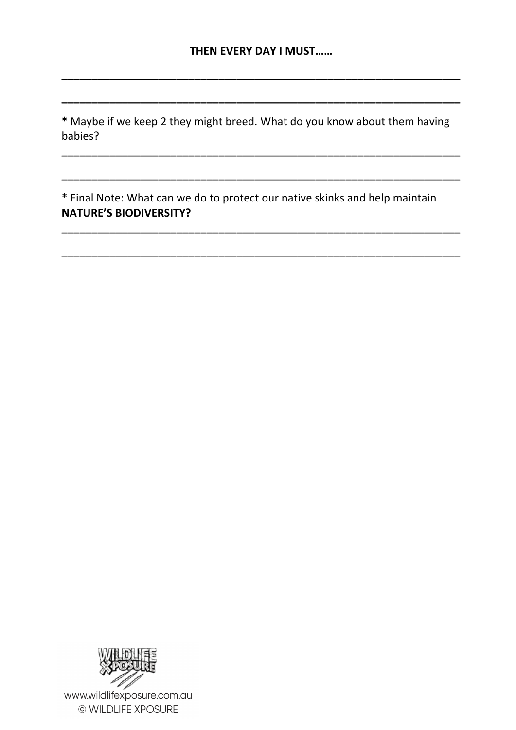**THEN EVERY DAY I MUST……**

___________________________________________________________________

___________________________________________________________________

**\*** Maybe if we keep 2 they might breed. What do you know about them having babies?

___________________________________________________________________

___________________________________________________________________

\* Final Note: What can we do to protect our native skinks and help maintain **NATURE'S BIODIVERSITY?**

___________________________________________________________________

___________________________________________________________________

www.wildlifexposure.com.au
© WILDLIFE XPOSURE